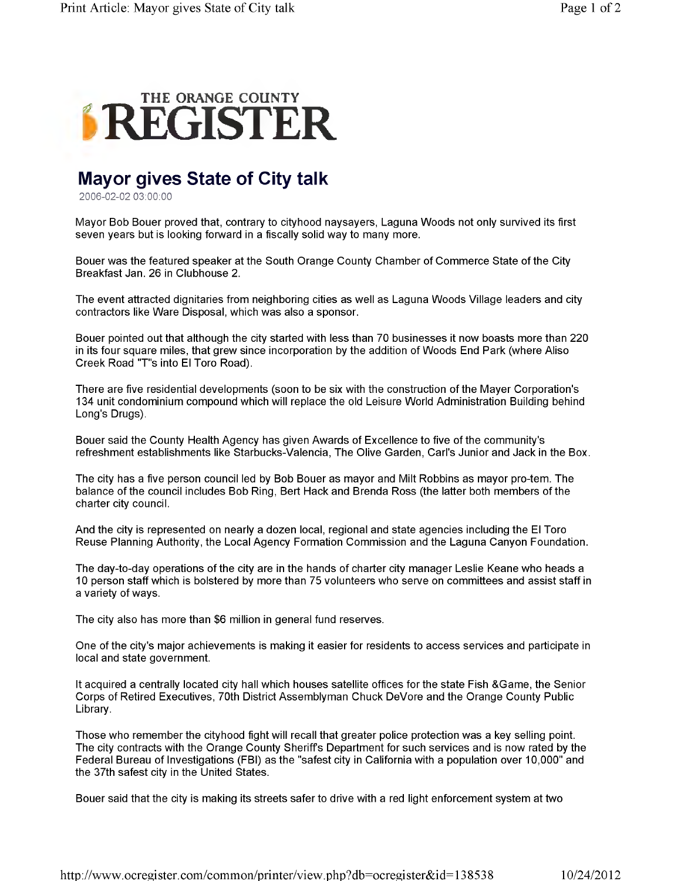# THE ORANGE COUNTY REGISTER

## Mayor gives State of City talk

2006-02-02 03:00:00

Mayor Bob Bouer proved that, contrary to cityhood naysayers, Laguna Woods not only survived its first seven years but is looking forward in a fiscally solid way to many more.

Bouer was the featured speaker at the South Orange County Chamber of Commerce State of the City Breakfast Jan. 26 in Clubhouse 2.

The event attracted dignitaries from neighboring cities as well as Laguna Woods Village leaders and city contractors like Ware Disposal, which was also a sponsor.

Bouer pointed out that although the city started with less than 70 businesses it now boasts more than 220 in its four square miles, that grew since incorporation by the addition of Woods End Park (where Aliso Creek Road "T"s into El Toro Road).

There are five residential developments (soon to be six with the construction of the Mayer Corporation's 134 unit condominium compound which will replace the old Leisure World Administration Building behind Long's Drugs).

Bouer said the County Health Agency has given Awards of Excellence to five of the community's refreshment establishments like Starbucks-Valencia, The Olive Garden, Carl's Junior and Jack in the Box.

The city has a five person council led by Bob Bouer as mayor and Milt Robbins as mayor pro-tem. The balance of the council includes Bob Ring, Bert Hack and Brenda Ross (the latter both members of the charter city council.

And the city is represented on nearly a dozen local, regional and state agencies including the El Toro Reuse Planning Authority, the Local Agency Formation Commission and the Laguna Canyon Foundation.

The day-to-day operations of the city are in the hands of charter city manager Leslie Keane who heads a 10 person staff which is bolstered by more than 75 volunteers who serve on committees and assist staff in a variety of ways.

The city also has more than $6 million in general fund reserves.

One of the city's major achievements is making it easier for residents to access services and participate in local and state government.

It acquired a centrally located city hall which houses satellite offices for the state Fish &Game, the Senior Corps of Retired Executives, 70th District Assemblyman Chuck DeVore and the Orange County Public Library.

Those who remember the cityhood fight will recall that greater police protection was a key selling point. The city contracts with the Orange County Sheriff's Department for such services and is now rated by the Federal Bureau of Investigations (FBI) as the "safest city in California with a population over 10,000" and the 37th safest city in the United States.

Bouer said that the city is making its streets safer to drive with a red light enforcement system at two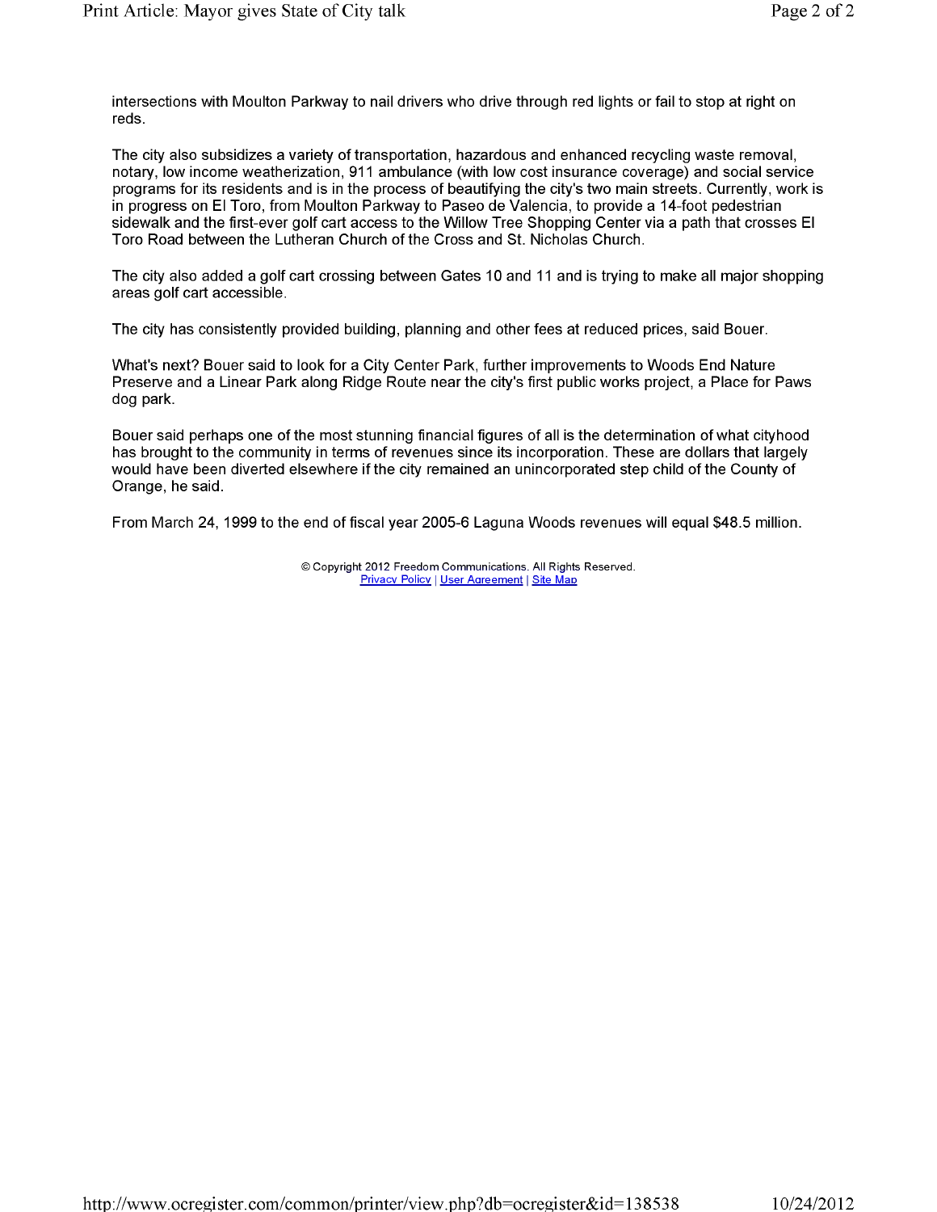intersections with Moulton Parkway to nail drivers who drive through red lights or fail to stop at right on reds.

The city also subsidizes a variety of transportation, hazardous and enhanced recycling waste removal, notary, low income weatherization, 911 ambulance (with low cost insurance coverage) and social service programs for its residents and is in the process of beautifying the city's two main streets. Currently, work is in progress on El Toro, from Moulton Parkway to Paseo de Valencia, to provide a 14-foot pedestrian sidewalk and the first-ever golf cart access to the Willow Tree Shopping Center via a path that crosses El Toro Road between the Lutheran Church of the Cross and St. Nicholas Church.

The city also added a golf cart crossing between Gates 10 and 11 and is trying to make all major shopping areas golf cart accessible.

The city has consistently provided building, planning and other fees at reduced prices, said Bouer.

What's next? Bouer said to look for a City Center Park, further improvements to Woods End Nature Preserve and a Linear Park along Ridge Route near the city's first public works project, a Place for Paws dog park.

Bouer said perhaps one of the most stunning financial figures of all is the determination of what cityhood has brought to the community in terms of revenues since its incorporation. These are dollars that largely would have been diverted elsewhere if the city remained an unincorporated step child of the County of Orange, he said.

From March 24, 1999 to the end of fiscal year 2005-6 Laguna Woods revenues will equal $48.5 million.

© Copyright 2012 Freedom Communications. All Rights Reserved.
Privacy Policy | User Agreement | Site Map